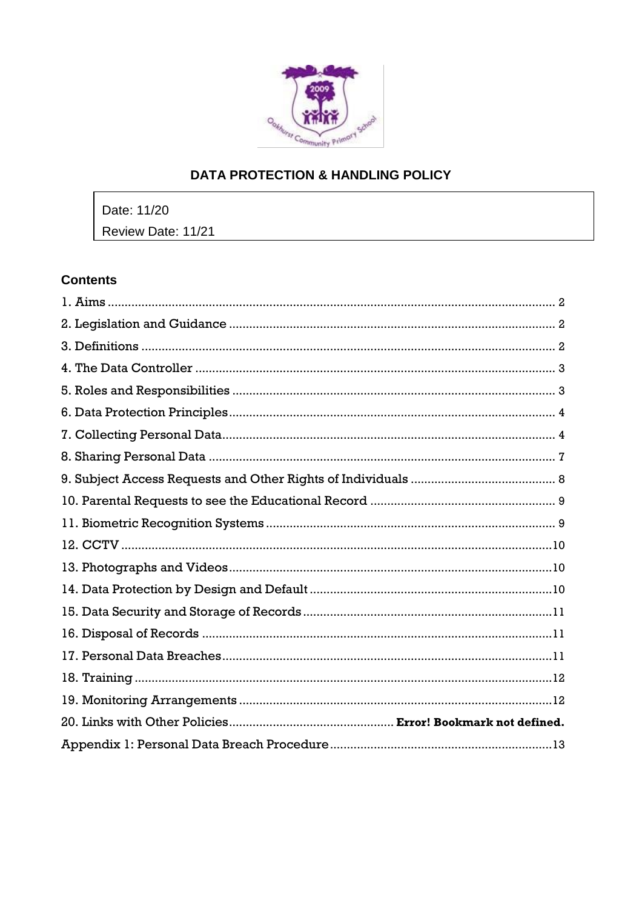# DATA PROTECTION & HANDLING POLICY

| Date: 11/20 |
| --- |
| Review Date: 11/21 |

## Contents

1. Aims ........ 2
2. Legislation and Guidance ........ 2
3. Definitions ........ 2
4. The Data Controller ........ 3
5. Roles and Responsibilities ........ 3
6. Data Protection Principles ........ 4
7. Collecting Personal Data ........ 4
8. Sharing Personal Data ........ 7
9. Subject Access Requests and Other Rights of Individuals ........ 8
10. Parental Requests to see the Educational Record ........ 9
11. Biometric Recognition Systems ........ 9
12. CCTV ........ 10
13. Photographs and Videos ........ 10
14. Data Protection by Design and Default ........ 10
15. Data Security and Storage of Records ........ 11
16. Disposal of Records ........ 11
17. Personal Data Breaches ........ 11
18. Training ........ 12
19. Monitoring Arrangements ........ 12
20. Links with Other Policies ........ **Error! Bookmark not defined.**

Appendix 1: Personal Data Breach Procedure ........ 13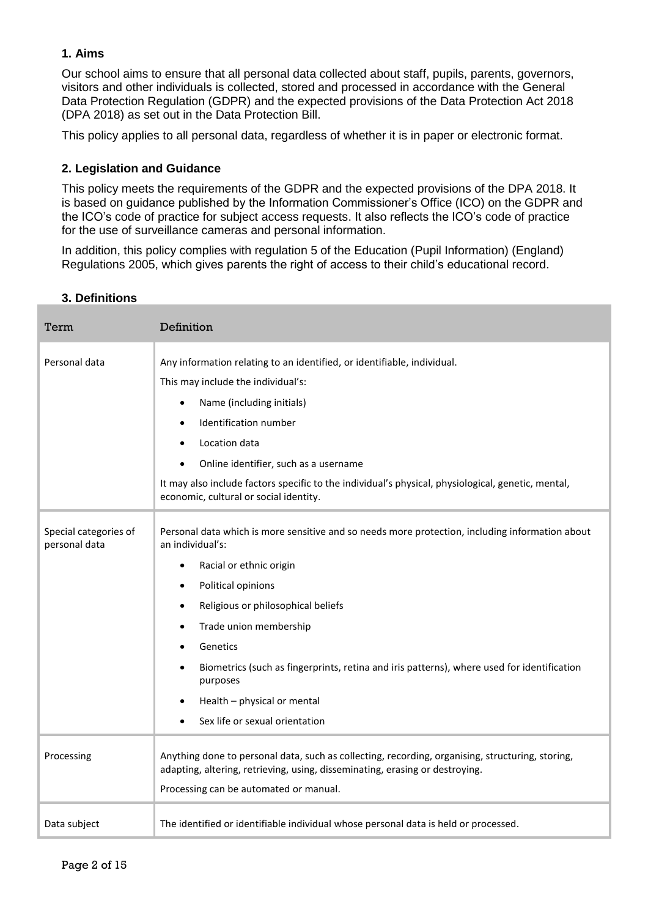## 1. Aims

Our school aims to ensure that all personal data collected about staff, pupils, parents, governors, visitors and other individuals is collected, stored and processed in accordance with the General Data Protection Regulation (GDPR) and the expected provisions of the Data Protection Act 2018 (DPA 2018) as set out in the Data Protection Bill.

This policy applies to all personal data, regardless of whether it is in paper or electronic format.

## 2. Legislation and Guidance

This policy meets the requirements of the GDPR and the expected provisions of the DPA 2018. It is based on guidance published by the Information Commissioner's Office (ICO) on the GDPR and the ICO's code of practice for subject access requests. It also reflects the ICO's code of practice for the use of surveillance cameras and personal information.

In addition, this policy complies with regulation 5 of the Education (Pupil Information) (England) Regulations 2005, which gives parents the right of access to their child's educational record.

## 3. Definitions

| Term | Definition |
|---|---|
| Personal data | Any information relating to an identified, or identifiable, individual.<br>This may include the individual's:<br>• Name (including initials)<br>• Identification number<br>• Location data<br>• Online identifier, such as a username<br>It may also include factors specific to the individual's physical, physiological, genetic, mental, economic, cultural or social identity. |
| Special categories of personal data | Personal data which is more sensitive and so needs more protection, including information about an individual's:<br>• Racial or ethnic origin<br>• Political opinions<br>• Religious or philosophical beliefs<br>• Trade union membership<br>• Genetics<br>• Biometrics (such as fingerprints, retina and iris patterns), where used for identification purposes<br>• Health – physical or mental<br>• Sex life or sexual orientation |
| Processing | Anything done to personal data, such as collecting, recording, organising, structuring, storing, adapting, altering, retrieving, using, disseminating, erasing or destroying.<br>Processing can be automated or manual. |
| Data subject | The identified or identifiable individual whose personal data is held or processed. |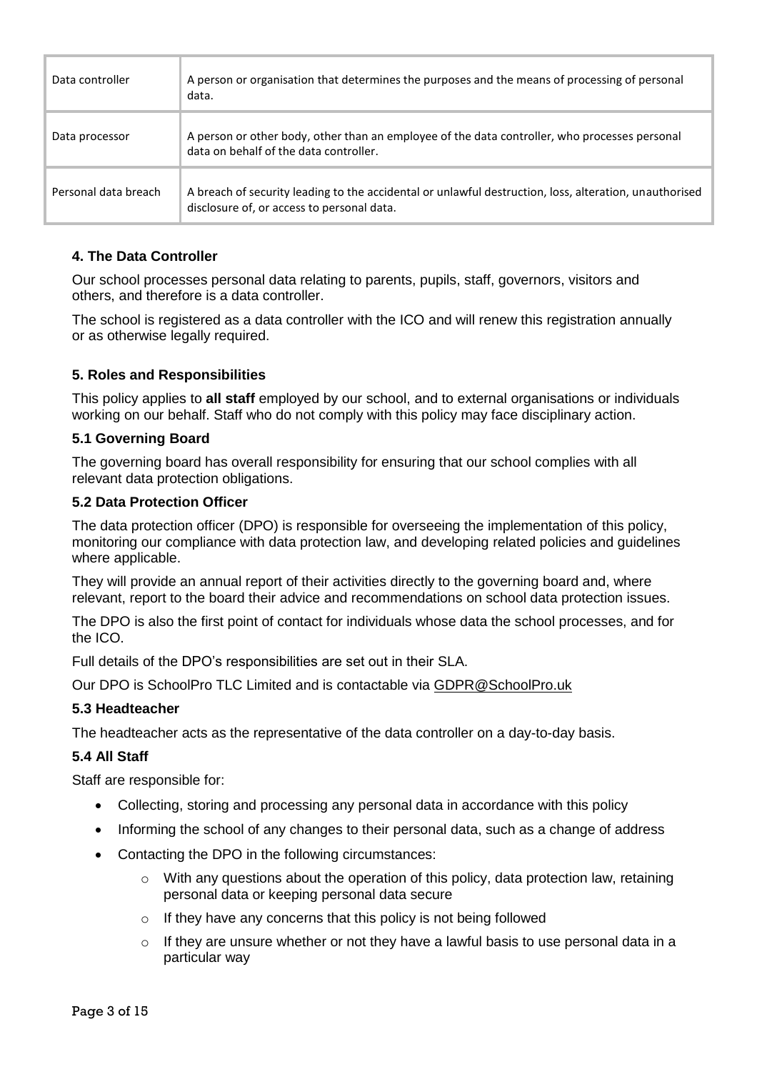| | |
|---|---|
| Data controller | A person or organisation that determines the purposes and the means of processing of personal data. |
| Data processor | A person or other body, other than an employee of the data controller, who processes personal data on behalf of the data controller. |
| Personal data breach | A breach of security leading to the accidental or unlawful destruction, loss, alteration, unauthorised disclosure of, or access to personal data. |

### 4. The Data Controller

Our school processes personal data relating to parents, pupils, staff, governors, visitors and others, and therefore is a data controller.

The school is registered as a data controller with the ICO and will renew this registration annually or as otherwise legally required.

### 5. Roles and Responsibilities

This policy applies to **all staff** employed by our school, and to external organisations or individuals working on our behalf. Staff who do not comply with this policy may face disciplinary action.

#### 5.1 Governing Board

The governing board has overall responsibility for ensuring that our school complies with all relevant data protection obligations.

#### 5.2 Data Protection Officer

The data protection officer (DPO) is responsible for overseeing the implementation of this policy, monitoring our compliance with data protection law, and developing related policies and guidelines where applicable.

They will provide an annual report of their activities directly to the governing board and, where relevant, report to the board their advice and recommendations on school data protection issues.

The DPO is also the first point of contact for individuals whose data the school processes, and for the ICO.

Full details of the DPO's responsibilities are set out in their SLA.

Our DPO is SchoolPro TLC Limited and is contactable via GDPR@SchoolPro.uk

#### 5.3 Headteacher

The headteacher acts as the representative of the data controller on a day-to-day basis.

#### 5.4 All Staff

Staff are responsible for:

- Collecting, storing and processing any personal data in accordance with this policy
- Informing the school of any changes to their personal data, such as a change of address
- Contacting the DPO in the following circumstances:
  - With any questions about the operation of this policy, data protection law, retaining personal data or keeping personal data secure
  - If they have any concerns that this policy is not being followed
  - If they are unsure whether or not they have a lawful basis to use personal data in a particular way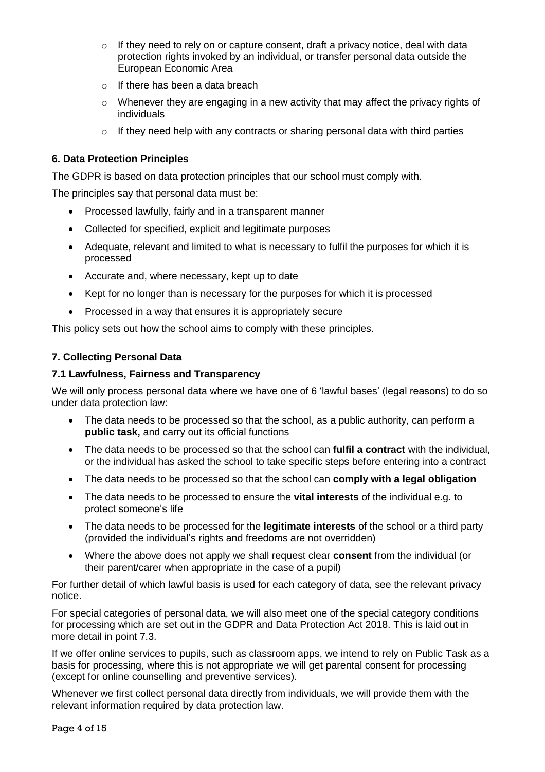- If they need to rely on or capture consent, draft a privacy notice, deal with data protection rights invoked by an individual, or transfer personal data outside the European Economic Area
  - If there has been a data breach
  - Whenever they are engaging in a new activity that may affect the privacy rights of individuals
  - If they need help with any contracts or sharing personal data with third parties

### 6. Data Protection Principles

The GDPR is based on data protection principles that our school must comply with.

The principles say that personal data must be:

- Processed lawfully, fairly and in a transparent manner
- Collected for specified, explicit and legitimate purposes
- Adequate, relevant and limited to what is necessary to fulfil the purposes for which it is processed
- Accurate and, where necessary, kept up to date
- Kept for no longer than is necessary for the purposes for which it is processed
- Processed in a way that ensures it is appropriately secure

This policy sets out how the school aims to comply with these principles.

### 7. Collecting Personal Data

#### 7.1 Lawfulness, Fairness and Transparency

We will only process personal data where we have one of 6 'lawful bases' (legal reasons) to do so under data protection law:

- The data needs to be processed so that the school, as a public authority, can perform a **public task,** and carry out its official functions
- The data needs to be processed so that the school can **fulfil a contract** with the individual, or the individual has asked the school to take specific steps before entering into a contract
- The data needs to be processed so that the school can **comply with a legal obligation**
- The data needs to be processed to ensure the **vital interests** of the individual e.g. to protect someone's life
- The data needs to be processed for the **legitimate interests** of the school or a third party (provided the individual's rights and freedoms are not overridden)
- Where the above does not apply we shall request clear **consent** from the individual (or their parent/carer when appropriate in the case of a pupil)

For further detail of which lawful basis is used for each category of data, see the relevant privacy notice.

For special categories of personal data, we will also meet one of the special category conditions for processing which are set out in the GDPR and Data Protection Act 2018. This is laid out in more detail in point 7.3.

If we offer online services to pupils, such as classroom apps, we intend to rely on Public Task as a basis for processing, where this is not appropriate we will get parental consent for processing (except for online counselling and preventive services).

Whenever we first collect personal data directly from individuals, we will provide them with the relevant information required by data protection law.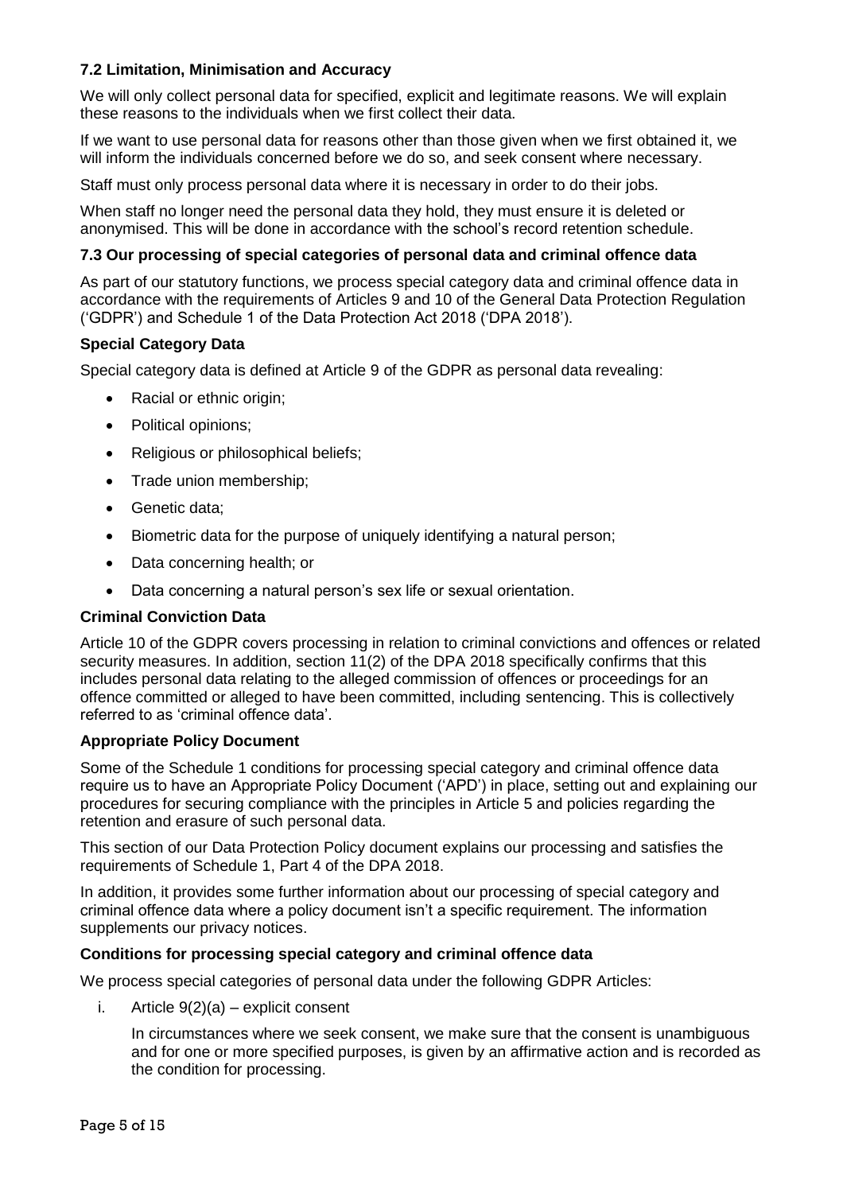### 7.2 Limitation, Minimisation and Accuracy

We will only collect personal data for specified, explicit and legitimate reasons. We will explain these reasons to the individuals when we first collect their data.

If we want to use personal data for reasons other than those given when we first obtained it, we will inform the individuals concerned before we do so, and seek consent where necessary.

Staff must only process personal data where it is necessary in order to do their jobs.

When staff no longer need the personal data they hold, they must ensure it is deleted or anonymised. This will be done in accordance with the school's record retention schedule.

### 7.3 Our processing of special categories of personal data and criminal offence data

As part of our statutory functions, we process special category data and criminal offence data in accordance with the requirements of Articles 9 and 10 of the General Data Protection Regulation ('GDPR') and Schedule 1 of the Data Protection Act 2018 ('DPA 2018').

**Special Category Data**

Special category data is defined at Article 9 of the GDPR as personal data revealing:

- Racial or ethnic origin;
- Political opinions;
- Religious or philosophical beliefs;
- Trade union membership;
- Genetic data;
- Biometric data for the purpose of uniquely identifying a natural person;
- Data concerning health; or
- Data concerning a natural person's sex life or sexual orientation.

**Criminal Conviction Data**

Article 10 of the GDPR covers processing in relation to criminal convictions and offences or related security measures. In addition, section 11(2) of the DPA 2018 specifically confirms that this includes personal data relating to the alleged commission of offences or proceedings for an offence committed or alleged to have been committed, including sentencing. This is collectively referred to as 'criminal offence data'.

**Appropriate Policy Document**

Some of the Schedule 1 conditions for processing special category and criminal offence data require us to have an Appropriate Policy Document ('APD') in place, setting out and explaining our procedures for securing compliance with the principles in Article 5 and policies regarding the retention and erasure of such personal data.

This section of our Data Protection Policy document explains our processing and satisfies the requirements of Schedule 1, Part 4 of the DPA 2018.

In addition, it provides some further information about our processing of special category and criminal offence data where a policy document isn't a specific requirement. The information supplements our privacy notices.

**Conditions for processing special category and criminal offence data**

We process special categories of personal data under the following GDPR Articles:

i. Article 9(2)(a) – explicit consent

   In circumstances where we seek consent, we make sure that the consent is unambiguous and for one or more specified purposes, is given by an affirmative action and is recorded as the condition for processing.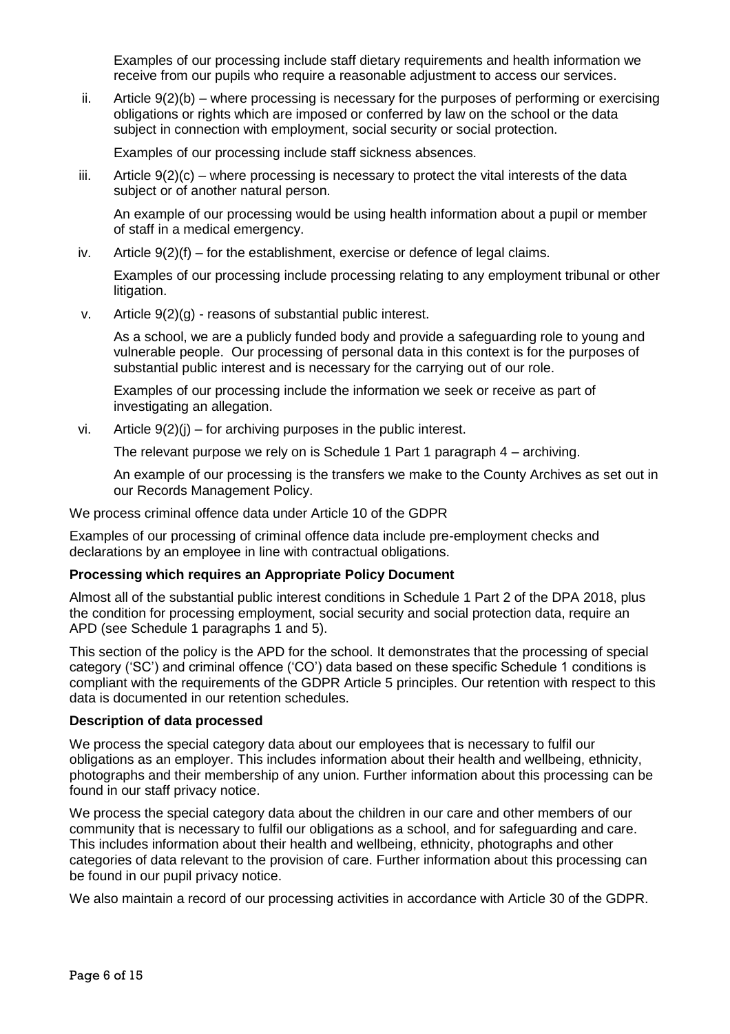Examples of our processing include staff dietary requirements and health information we receive from our pupils who require a reasonable adjustment to access our services.

ii. Article 9(2)(b) – where processing is necessary for the purposes of performing or exercising obligations or rights which are imposed or conferred by law on the school or the data subject in connection with employment, social security or social protection.

   Examples of our processing include staff sickness absences.

iii. Article 9(2)(c) – where processing is necessary to protect the vital interests of the data subject or of another natural person.

   An example of our processing would be using health information about a pupil or member of staff in a medical emergency.

iv. Article 9(2)(f) – for the establishment, exercise or defence of legal claims.

   Examples of our processing include processing relating to any employment tribunal or other litigation.

v. Article 9(2)(g) - reasons of substantial public interest.

   As a school, we are a publicly funded body and provide a safeguarding role to young and vulnerable people. Our processing of personal data in this context is for the purposes of substantial public interest and is necessary for the carrying out of our role.

   Examples of our processing include the information we seek or receive as part of investigating an allegation.

vi. Article 9(2)(j) – for archiving purposes in the public interest.

   The relevant purpose we rely on is Schedule 1 Part 1 paragraph 4 – archiving.

   An example of our processing is the transfers we make to the County Archives as set out in our Records Management Policy.

We process criminal offence data under Article 10 of the GDPR

Examples of our processing of criminal offence data include pre-employment checks and declarations by an employee in line with contractual obligations.

**Processing which requires an Appropriate Policy Document**

Almost all of the substantial public interest conditions in Schedule 1 Part 2 of the DPA 2018, plus the condition for processing employment, social security and social protection data, require an APD (see Schedule 1 paragraphs 1 and 5).

This section of the policy is the APD for the school. It demonstrates that the processing of special category ('SC') and criminal offence ('CO') data based on these specific Schedule 1 conditions is compliant with the requirements of the GDPR Article 5 principles. Our retention with respect to this data is documented in our retention schedules.

**Description of data processed**

We process the special category data about our employees that is necessary to fulfil our obligations as an employer. This includes information about their health and wellbeing, ethnicity, photographs and their membership of any union. Further information about this processing can be found in our staff privacy notice.

We process the special category data about the children in our care and other members of our community that is necessary to fulfil our obligations as a school, and for safeguarding and care. This includes information about their health and wellbeing, ethnicity, photographs and other categories of data relevant to the provision of care. Further information about this processing can be found in our pupil privacy notice.

We also maintain a record of our processing activities in accordance with Article 30 of the GDPR.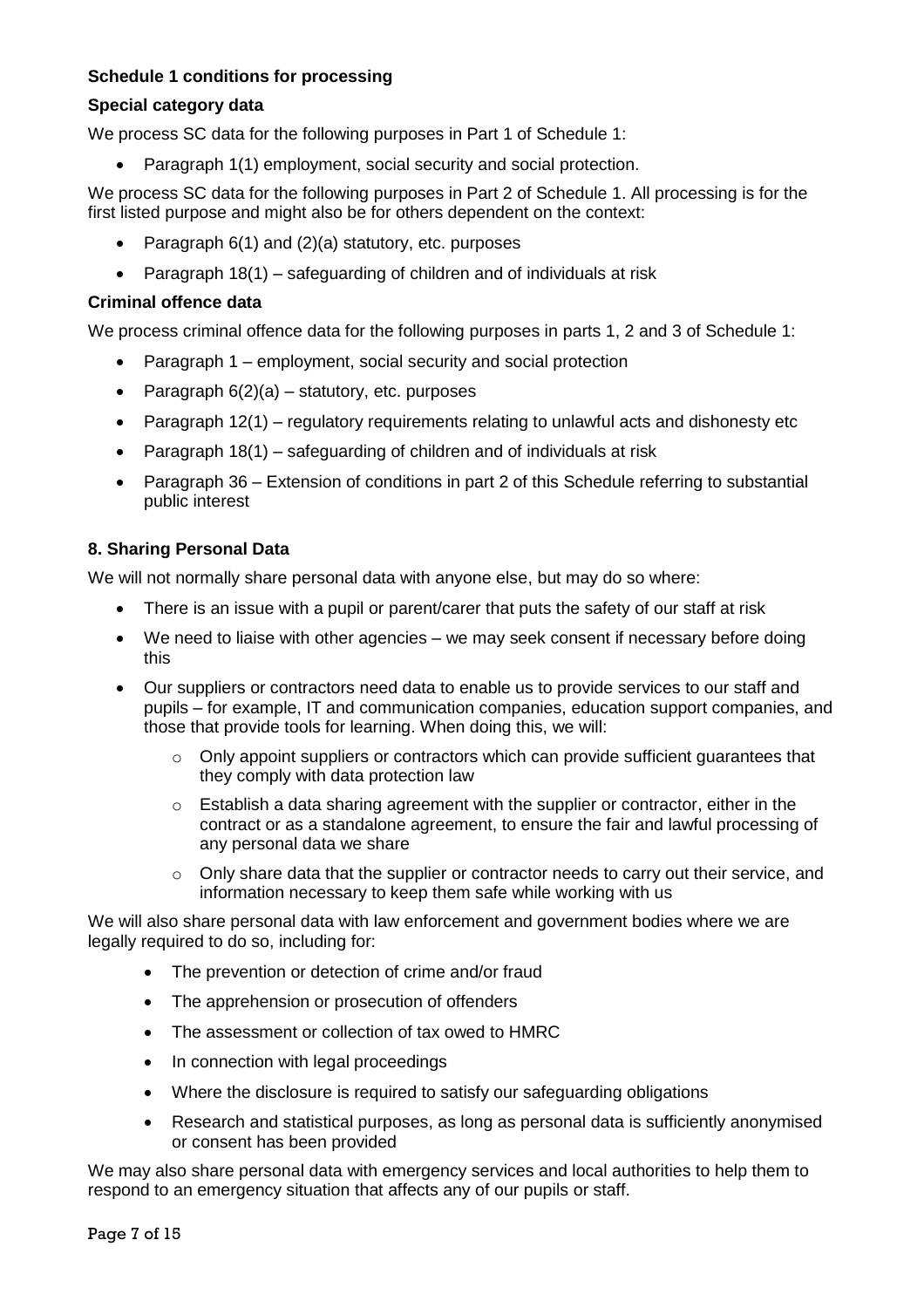**Schedule 1 conditions for processing**

**Special category data**

We process SC data for the following purposes in Part 1 of Schedule 1:

- Paragraph 1(1) employment, social security and social protection.

We process SC data for the following purposes in Part 2 of Schedule 1. All processing is for the first listed purpose and might also be for others dependent on the context:

- Paragraph 6(1) and (2)(a) statutory, etc. purposes
- Paragraph 18(1) – safeguarding of children and of individuals at risk

**Criminal offence data**

We process criminal offence data for the following purposes in parts 1, 2 and 3 of Schedule 1:

- Paragraph 1 – employment, social security and social protection
- Paragraph 6(2)(a) – statutory, etc. purposes
- Paragraph 12(1) – regulatory requirements relating to unlawful acts and dishonesty etc
- Paragraph 18(1) – safeguarding of children and of individuals at risk
- Paragraph 36 – Extension of conditions in part 2 of this Schedule referring to substantial public interest

**8. Sharing Personal Data**

We will not normally share personal data with anyone else, but may do so where:

- There is an issue with a pupil or parent/carer that puts the safety of our staff at risk
- We need to liaise with other agencies – we may seek consent if necessary before doing this
- Our suppliers or contractors need data to enable us to provide services to our staff and pupils – for example, IT and communication companies, education support companies, and those that provide tools for learning. When doing this, we will:
  - Only appoint suppliers or contractors which can provide sufficient guarantees that they comply with data protection law
  - Establish a data sharing agreement with the supplier or contractor, either in the contract or as a standalone agreement, to ensure the fair and lawful processing of any personal data we share
  - Only share data that the supplier or contractor needs to carry out their service, and information necessary to keep them safe while working with us

We will also share personal data with law enforcement and government bodies where we are legally required to do so, including for:

- The prevention or detection of crime and/or fraud
- The apprehension or prosecution of offenders
- The assessment or collection of tax owed to HMRC
- In connection with legal proceedings
- Where the disclosure is required to satisfy our safeguarding obligations
- Research and statistical purposes, as long as personal data is sufficiently anonymised or consent has been provided

We may also share personal data with emergency services and local authorities to help them to respond to an emergency situation that affects any of our pupils or staff.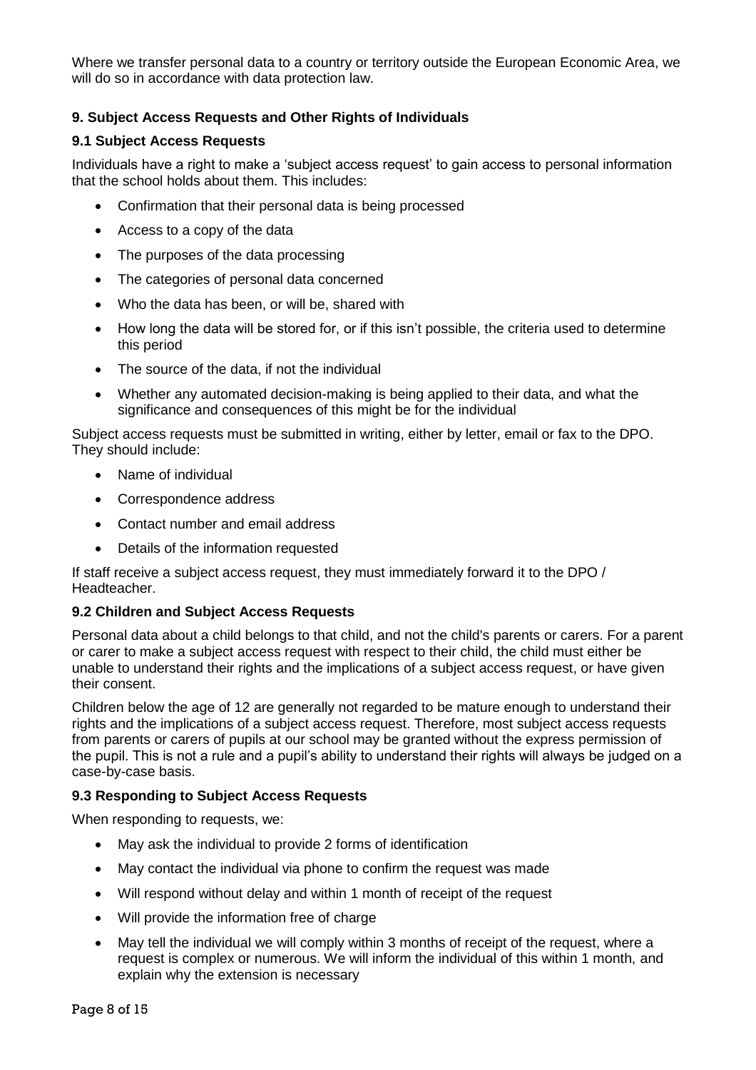Where we transfer personal data to a country or territory outside the European Economic Area, we will do so in accordance with data protection law.

## 9. Subject Access Requests and Other Rights of Individuals

### 9.1 Subject Access Requests

Individuals have a right to make a 'subject access request' to gain access to personal information that the school holds about them. This includes:

- Confirmation that their personal data is being processed
- Access to a copy of the data
- The purposes of the data processing
- The categories of personal data concerned
- Who the data has been, or will be, shared with
- How long the data will be stored for, or if this isn't possible, the criteria used to determine this period
- The source of the data, if not the individual
- Whether any automated decision-making is being applied to their data, and what the significance and consequences of this might be for the individual

Subject access requests must be submitted in writing, either by letter, email or fax to the DPO. They should include:

- Name of individual
- Correspondence address
- Contact number and email address
- Details of the information requested

If staff receive a subject access request, they must immediately forward it to the DPO / Headteacher.

### 9.2 Children and Subject Access Requests

Personal data about a child belongs to that child, and not the child's parents or carers. For a parent or carer to make a subject access request with respect to their child, the child must either be unable to understand their rights and the implications of a subject access request, or have given their consent.

Children below the age of 12 are generally not regarded to be mature enough to understand their rights and the implications of a subject access request. Therefore, most subject access requests from parents or carers of pupils at our school may be granted without the express permission of the pupil. This is not a rule and a pupil's ability to understand their rights will always be judged on a case-by-case basis.

### 9.3 Responding to Subject Access Requests

When responding to requests, we:

- May ask the individual to provide 2 forms of identification
- May contact the individual via phone to confirm the request was made
- Will respond without delay and within 1 month of receipt of the request
- Will provide the information free of charge
- May tell the individual we will comply within 3 months of receipt of the request, where a request is complex or numerous. We will inform the individual of this within 1 month, and explain why the extension is necessary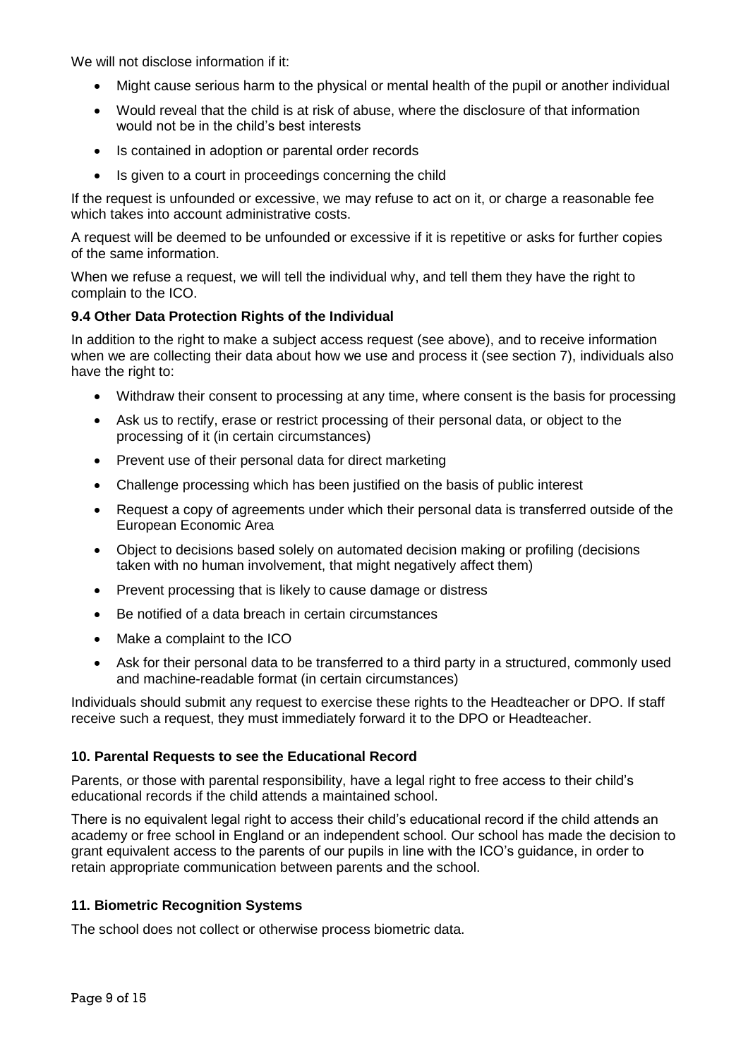We will not disclose information if it:

- Might cause serious harm to the physical or mental health of the pupil or another individual
- Would reveal that the child is at risk of abuse, where the disclosure of that information would not be in the child's best interests
- Is contained in adoption or parental order records
- Is given to a court in proceedings concerning the child

If the request is unfounded or excessive, we may refuse to act on it, or charge a reasonable fee which takes into account administrative costs.

A request will be deemed to be unfounded or excessive if it is repetitive or asks for further copies of the same information.

When we refuse a request, we will tell the individual why, and tell them they have the right to complain to the ICO.

### 9.4 Other Data Protection Rights of the Individual

In addition to the right to make a subject access request (see above), and to receive information when we are collecting their data about how we use and process it (see section 7), individuals also have the right to:

- Withdraw their consent to processing at any time, where consent is the basis for processing
- Ask us to rectify, erase or restrict processing of their personal data, or object to the processing of it (in certain circumstances)
- Prevent use of their personal data for direct marketing
- Challenge processing which has been justified on the basis of public interest
- Request a copy of agreements under which their personal data is transferred outside of the European Economic Area
- Object to decisions based solely on automated decision making or profiling (decisions taken with no human involvement, that might negatively affect them)
- Prevent processing that is likely to cause damage or distress
- Be notified of a data breach in certain circumstances
- Make a complaint to the ICO
- Ask for their personal data to be transferred to a third party in a structured, commonly used and machine-readable format (in certain circumstances)

Individuals should submit any request to exercise these rights to the Headteacher or DPO. If staff receive such a request, they must immediately forward it to the DPO or Headteacher.

## 10. Parental Requests to see the Educational Record

Parents, or those with parental responsibility, have a legal right to free access to their child's educational records if the child attends a maintained school.

There is no equivalent legal right to access their child's educational record if the child attends an academy or free school in England or an independent school. Our school has made the decision to grant equivalent access to the parents of our pupils in line with the ICO's guidance, in order to retain appropriate communication between parents and the school.

## 11. Biometric Recognition Systems

The school does not collect or otherwise process biometric data.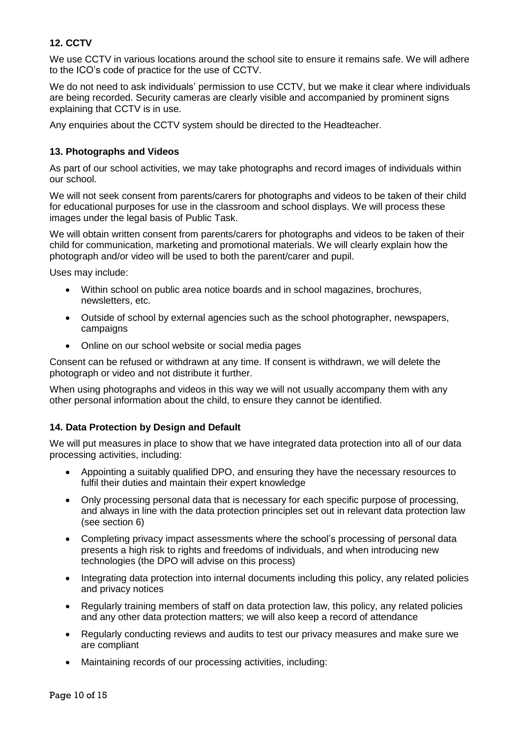## 12. CCTV

We use CCTV in various locations around the school site to ensure it remains safe. We will adhere to the ICO's code of practice for the use of CCTV.

We do not need to ask individuals' permission to use CCTV, but we make it clear where individuals are being recorded. Security cameras are clearly visible and accompanied by prominent signs explaining that CCTV is in use.

Any enquiries about the CCTV system should be directed to the Headteacher.

## 13. Photographs and Videos

As part of our school activities, we may take photographs and record images of individuals within our school.

We will not seek consent from parents/carers for photographs and videos to be taken of their child for educational purposes for use in the classroom and school displays. We will process these images under the legal basis of Public Task.

We will obtain written consent from parents/carers for photographs and videos to be taken of their child for communication, marketing and promotional materials. We will clearly explain how the photograph and/or video will be used to both the parent/carer and pupil.

Uses may include:

- Within school on public area notice boards and in school magazines, brochures, newsletters, etc.
- Outside of school by external agencies such as the school photographer, newspapers, campaigns
- Online on our school website or social media pages

Consent can be refused or withdrawn at any time. If consent is withdrawn, we will delete the photograph or video and not distribute it further.

When using photographs and videos in this way we will not usually accompany them with any other personal information about the child, to ensure they cannot be identified.

## 14. Data Protection by Design and Default

We will put measures in place to show that we have integrated data protection into all of our data processing activities, including:

- Appointing a suitably qualified DPO, and ensuring they have the necessary resources to fulfil their duties and maintain their expert knowledge
- Only processing personal data that is necessary for each specific purpose of processing, and always in line with the data protection principles set out in relevant data protection law (see section 6)
- Completing privacy impact assessments where the school's processing of personal data presents a high risk to rights and freedoms of individuals, and when introducing new technologies (the DPO will advise on this process)
- Integrating data protection into internal documents including this policy, any related policies and privacy notices
- Regularly training members of staff on data protection law, this policy, any related policies and any other data protection matters; we will also keep a record of attendance
- Regularly conducting reviews and audits to test our privacy measures and make sure we are compliant
- Maintaining records of our processing activities, including: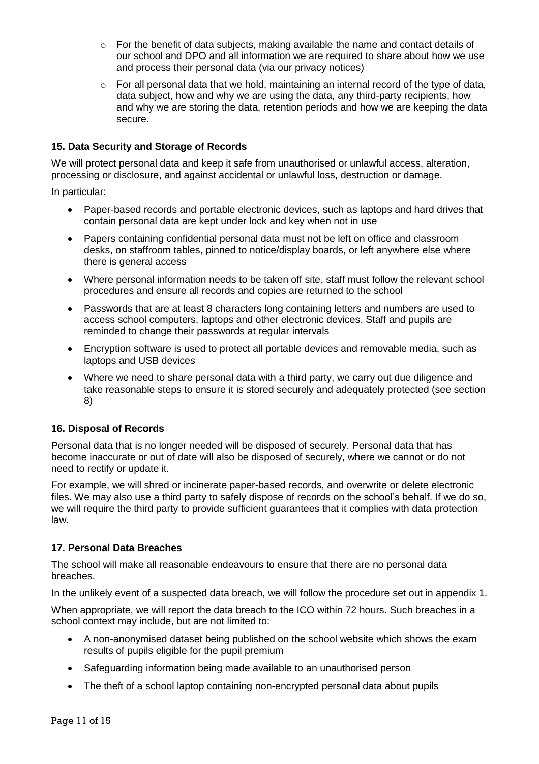- For the benefit of data subjects, making available the name and contact details of our school and DPO and all information we are required to share about how we use and process their personal data (via our privacy notices)
- For all personal data that we hold, maintaining an internal record of the type of data, data subject, how and why we are using the data, any third-party recipients, how and why we are storing the data, retention periods and how we are keeping the data secure.

### 15. Data Security and Storage of Records

We will protect personal data and keep it safe from unauthorised or unlawful access, alteration, processing or disclosure, and against accidental or unlawful loss, destruction or damage.

In particular:

- Paper-based records and portable electronic devices, such as laptops and hard drives that contain personal data are kept under lock and key when not in use
- Papers containing confidential personal data must not be left on office and classroom desks, on staffroom tables, pinned to notice/display boards, or left anywhere else where there is general access
- Where personal information needs to be taken off site, staff must follow the relevant school procedures and ensure all records and copies are returned to the school
- Passwords that are at least 8 characters long containing letters and numbers are used to access school computers, laptops and other electronic devices. Staff and pupils are reminded to change their passwords at regular intervals
- Encryption software is used to protect all portable devices and removable media, such as laptops and USB devices
- Where we need to share personal data with a third party, we carry out due diligence and take reasonable steps to ensure it is stored securely and adequately protected (see section 8)

### 16. Disposal of Records

Personal data that is no longer needed will be disposed of securely. Personal data that has become inaccurate or out of date will also be disposed of securely, where we cannot or do not need to rectify or update it.

For example, we will shred or incinerate paper-based records, and overwrite or delete electronic files. We may also use a third party to safely dispose of records on the school's behalf. If we do so, we will require the third party to provide sufficient guarantees that it complies with data protection law.

### 17. Personal Data Breaches

The school will make all reasonable endeavours to ensure that there are no personal data breaches.

In the unlikely event of a suspected data breach, we will follow the procedure set out in appendix 1.

When appropriate, we will report the data breach to the ICO within 72 hours. Such breaches in a school context may include, but are not limited to:

- A non-anonymised dataset being published on the school website which shows the exam results of pupils eligible for the pupil premium
- Safeguarding information being made available to an unauthorised person
- The theft of a school laptop containing non-encrypted personal data about pupils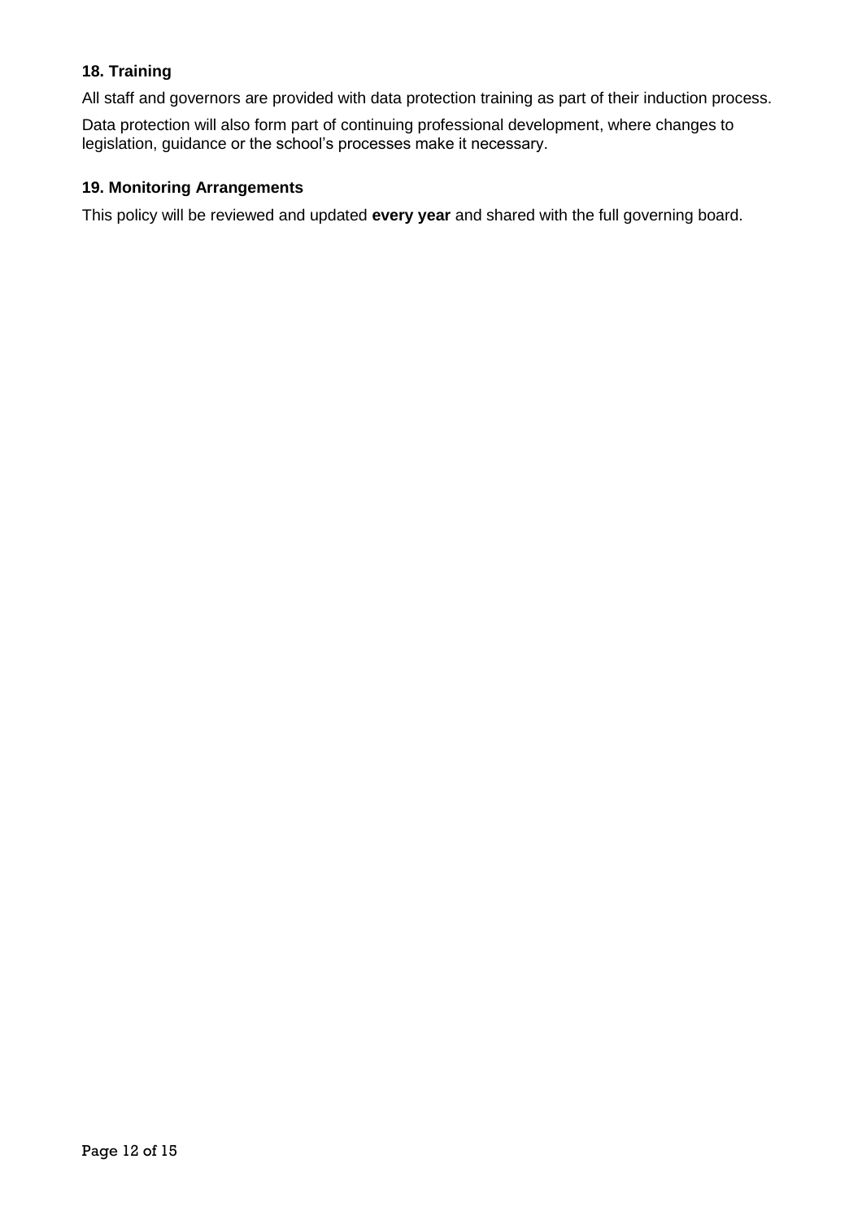### 18. Training

All staff and governors are provided with data protection training as part of their induction process.

Data protection will also form part of continuing professional development, where changes to legislation, guidance or the school's processes make it necessary.

### 19. Monitoring Arrangements

This policy will be reviewed and updated **every year** and shared with the full governing board.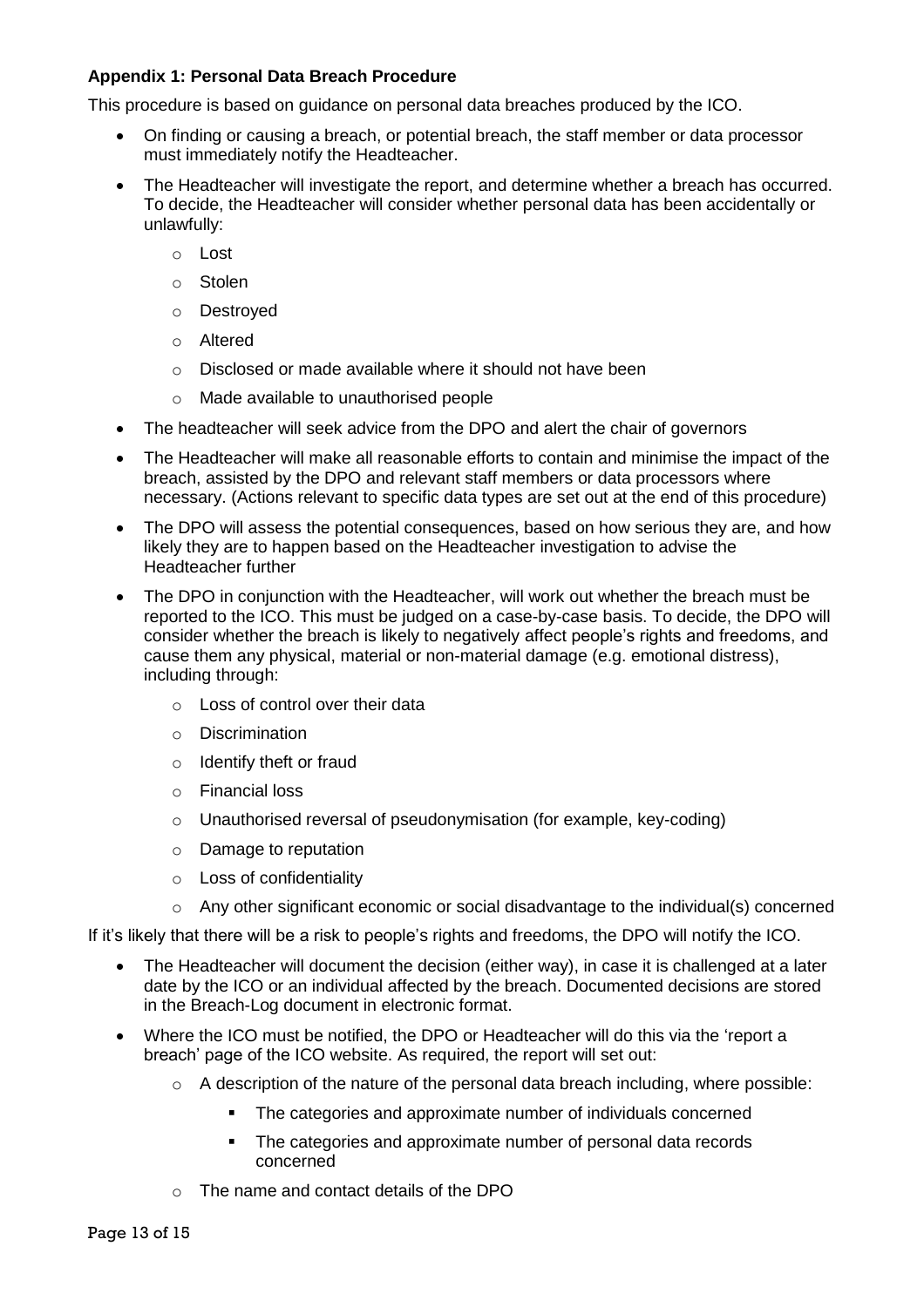**Appendix 1: Personal Data Breach Procedure**

This procedure is based on guidance on personal data breaches produced by the ICO.

- On finding or causing a breach, or potential breach, the staff member or data processor must immediately notify the Headteacher.
- The Headteacher will investigate the report, and determine whether a breach has occurred. To decide, the Headteacher will consider whether personal data has been accidentally or unlawfully:
  - Lost
  - Stolen
  - Destroyed
  - Altered
  - Disclosed or made available where it should not have been
  - Made available to unauthorised people
- The headteacher will seek advice from the DPO and alert the chair of governors
- The Headteacher will make all reasonable efforts to contain and minimise the impact of the breach, assisted by the DPO and relevant staff members or data processors where necessary. (Actions relevant to specific data types are set out at the end of this procedure)
- The DPO will assess the potential consequences, based on how serious they are, and how likely they are to happen based on the Headteacher investigation to advise the Headteacher further
- The DPO in conjunction with the Headteacher, will work out whether the breach must be reported to the ICO. This must be judged on a case-by-case basis. To decide, the DPO will consider whether the breach is likely to negatively affect people's rights and freedoms, and cause them any physical, material or non-material damage (e.g. emotional distress), including through:
  - Loss of control over their data
  - Discrimination
  - Identify theft or fraud
  - Financial loss
  - Unauthorised reversal of pseudonymisation (for example, key-coding)
  - Damage to reputation
  - Loss of confidentiality
  - Any other significant economic or social disadvantage to the individual(s) concerned

If it's likely that there will be a risk to people's rights and freedoms, the DPO will notify the ICO.

- The Headteacher will document the decision (either way), in case it is challenged at a later date by the ICO or an individual affected by the breach. Documented decisions are stored in the Breach-Log document in electronic format.
- Where the ICO must be notified, the DPO or Headteacher will do this via the 'report a breach' page of the ICO website. As required, the report will set out:
  - A description of the nature of the personal data breach including, where possible:
    - The categories and approximate number of individuals concerned
    - The categories and approximate number of personal data records concerned
  - The name and contact details of the DPO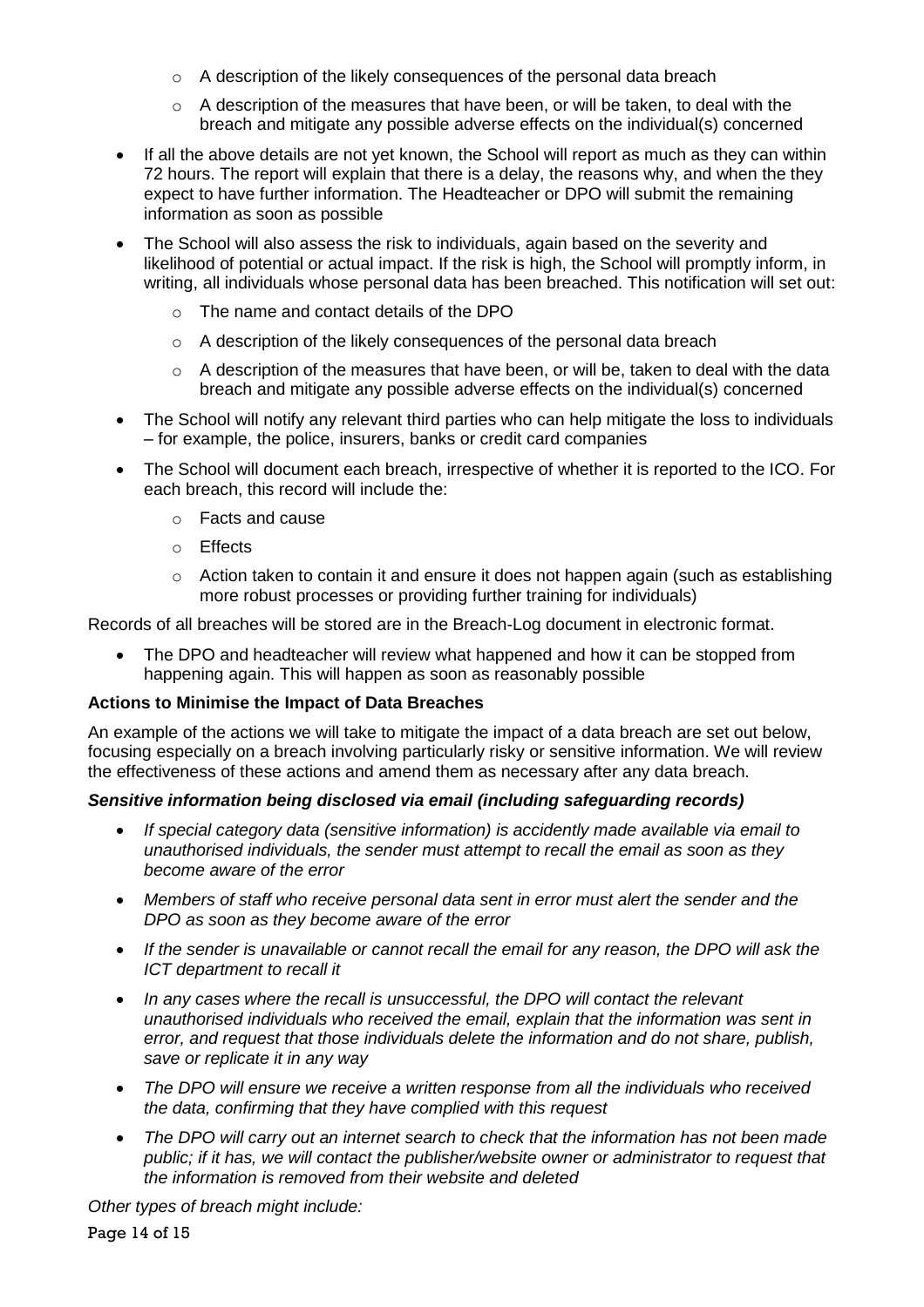- A description of the likely consequences of the personal data breach
    - A description of the measures that have been, or will be taken, to deal with the breach and mitigate any possible adverse effects on the individual(s) concerned
- If all the above details are not yet known, the School will report as much as they can within 72 hours. The report will explain that there is a delay, the reasons why, and when the they expect to have further information. The Headteacher or DPO will submit the remaining information as soon as possible
- The School will also assess the risk to individuals, again based on the severity and likelihood of potential or actual impact. If the risk is high, the School will promptly inform, in writing, all individuals whose personal data has been breached. This notification will set out:
    - The name and contact details of the DPO
    - A description of the likely consequences of the personal data breach
    - A description of the measures that have been, or will be, taken to deal with the data breach and mitigate any possible adverse effects on the individual(s) concerned
- The School will notify any relevant third parties who can help mitigate the loss to individuals – for example, the police, insurers, banks or credit card companies
- The School will document each breach, irrespective of whether it is reported to the ICO. For each breach, this record will include the:
    - Facts and cause
    - Effects
    - Action taken to contain it and ensure it does not happen again (such as establishing more robust processes or providing further training for individuals)

Records of all breaches will be stored are in the Breach-Log document in electronic format.

- The DPO and headteacher will review what happened and how it can be stopped from happening again. This will happen as soon as reasonably possible

**Actions to Minimise the Impact of Data Breaches**

An example of the actions we will take to mitigate the impact of a data breach are set out below, focusing especially on a breach involving particularly risky or sensitive information. We will review the effectiveness of these actions and amend them as necessary after any data breach.

***Sensitive information being disclosed via email (including safeguarding records)***

- *If special category data (sensitive information) is accidently made available via email to unauthorised individuals, the sender must attempt to recall the email as soon as they become aware of the error*
- *Members of staff who receive personal data sent in error must alert the sender and the DPO as soon as they become aware of the error*
- *If the sender is unavailable or cannot recall the email for any reason, the DPO will ask the ICT department to recall it*
- *In any cases where the recall is unsuccessful, the DPO will contact the relevant unauthorised individuals who received the email, explain that the information was sent in error, and request that those individuals delete the information and do not share, publish, save or replicate it in any way*
- *The DPO will ensure we receive a written response from all the individuals who received the data, confirming that they have complied with this request*
- *The DPO will carry out an internet search to check that the information has not been made public; if it has, we will contact the publisher/website owner or administrator to request that the information is removed from their website and deleted*

*Other types of breach might include:*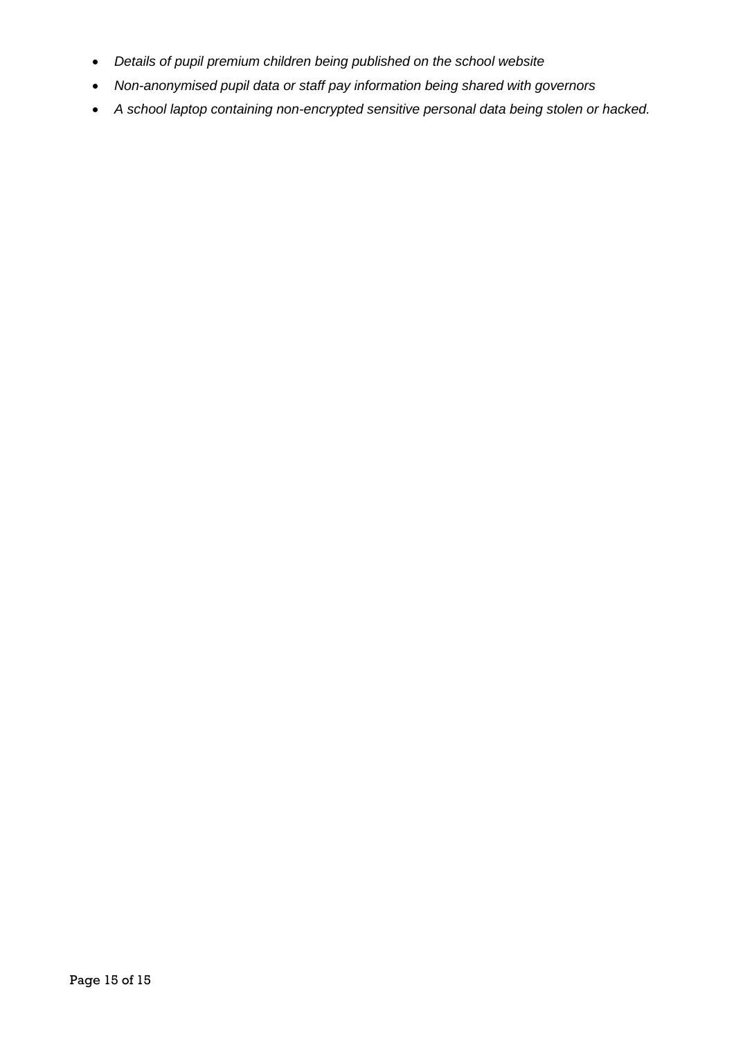- *Details of pupil premium children being published on the school website*
- *Non-anonymised pupil data or staff pay information being shared with governors*
- *A school laptop containing non-encrypted sensitive personal data being stolen or hacked.*